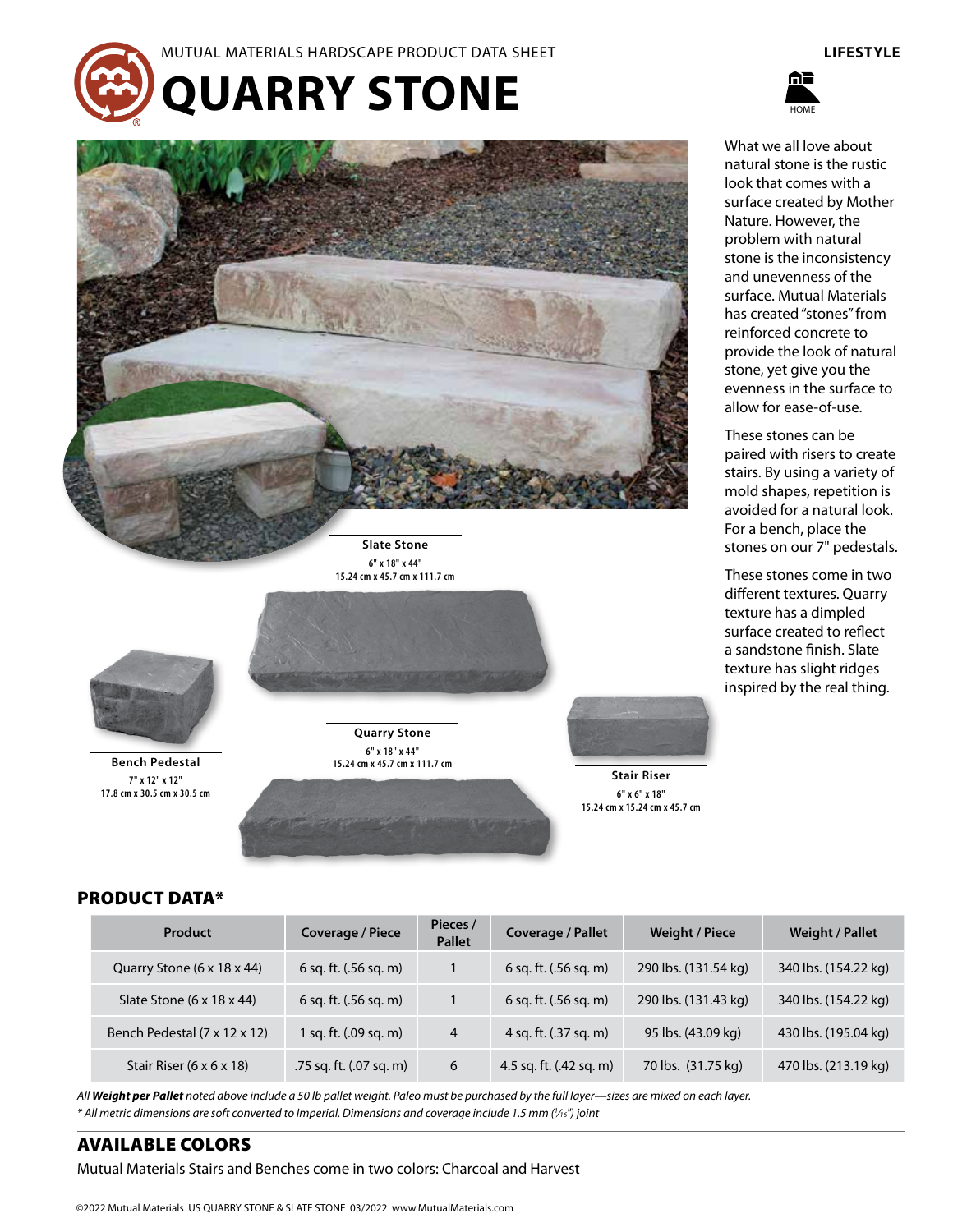MUTUAL MATERIALS HARDSCAPE PRODUCT DATA SHEET

LIFESTYLE

# QUARRY STONE

HOME

What we all love about natural stone is the rustic look that comes with a surface created by Mother Nature. However, the problem with natural stone is the inconsistency and unevenness of the surface. Mutual Materials has created "stones" from reinforced concrete to provide the look of natural stone, yet give you the evenness in the surface to allow for ease-of-use.

These stones can be paired with risers to create stairs. By using a variety of mold shapes, repetition is avoided for a natural look. For a bench, place the stones on our 7" pedestals.

These stones come in two different textures. Quarry texture has a dimpled surface created to reflect a sandstone finish. Slate texture has slight ridges inspired by the real thing.

**Slate Stone**
6" x 18" x 44"
15.24 cm x 45.7 cm x 111.7 cm

**Bench Pedestal**
7" x 12" x 12"
17.8 cm x 30.5 cm x 30.5 cm

**Quarry Stone**
6" x 18" x 44"
15.24 cm x 45.7 cm x 111.7 cm

**Stair Riser**
6" x 6" x 18"
15.24 cm x 15.24 cm x 45.7 cm

## PRODUCT DATA*

| Product | Coverage / Piece | Pieces / Pallet | Coverage / Pallet | Weight / Piece | Weight / Pallet |
|---|---|---|---|---|---|
| Quarry Stone (6 x 18 x 44) | 6 sq. ft. (.56 sq. m) | 1 | 6 sq. ft. (.56 sq. m) | 290 lbs. (131.54 kg) | 340 lbs. (154.22 kg) |
| Slate Stone (6 x 18 x 44) | 6 sq. ft. (.56 sq. m) | 1 | 6 sq. ft. (.56 sq. m) | 290 lbs. (131.43 kg) | 340 lbs. (154.22 kg) |
| Bench Pedestal (7 x 12 x 12) | 1 sq. ft. (.09 sq. m) | 4 | 4 sq. ft. (.37 sq. m) | 95 lbs. (43.09 kg) | 430 lbs. (195.04 kg) |
| Stair Riser (6 x 6 x 18) | .75 sq. ft. (.07 sq. m) | 6 | 4.5 sq. ft. (.42 sq. m) | 70 lbs. (31.75 kg) | 470 lbs. (213.19 kg) |

*All **Weight per Pallet** noted above include a 50 lb pallet weight. Paleo must be purchased by the full layer—sizes are mixed on each layer.*
*\* All metric dimensions are soft converted to Imperial. Dimensions and coverage include 1.5 mm (1⁄16") joint*

## AVAILABLE COLORS

Mutual Materials Stairs and Benches come in two colors: Charcoal and Harvest

©2022 Mutual Materials US QUARRY STONE & SLATE STONE 03/2022 www.MutualMaterials.com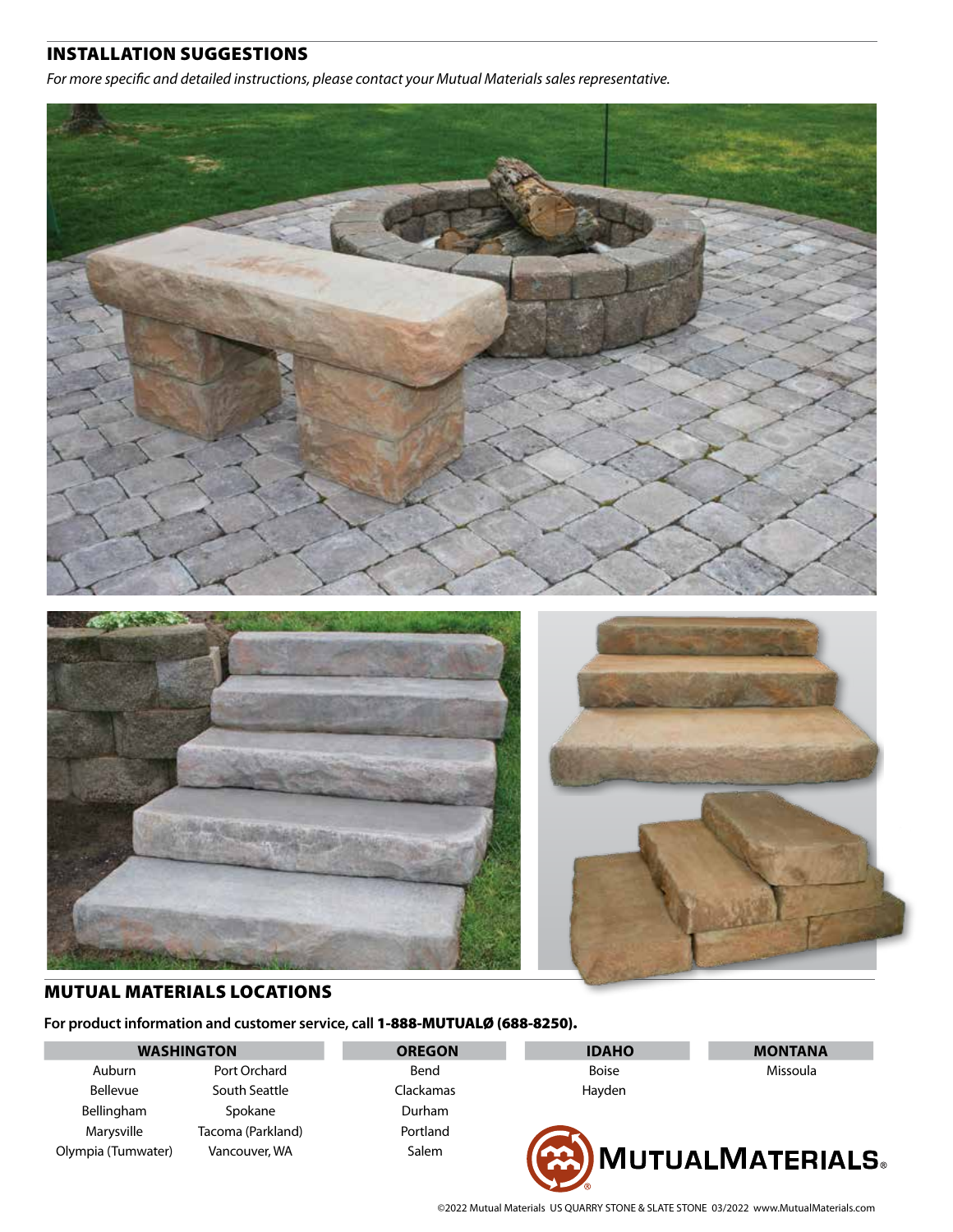## INSTALLATION SUGGESTIONS

*For more specific and detailed instructions, please contact your Mutual Materials sales representative.*

## MUTUAL MATERIALS LOCATIONS

**For product information and customer service, call 1-888-MUTUALØ (688-8250).**

| WASHINGTON | | OREGON | IDAHO | MONTANA |
|---|---|---|---|---|
| Auburn | Port Orchard | Bend | Boise | Missoula |
| Bellevue | South Seattle | Clackamas | Hayden | |
| Bellingham | Spokane | Durham | | |
| Marysville | Tacoma (Parkland) | Portland | | |
| Olympia (Tumwater) | Vancouver, WA | Salem | | |

MUTUALMATERIALS®

©2022 Mutual Materials US QUARRY STONE & SLATE STONE 03/2022 www.MutualMaterials.com